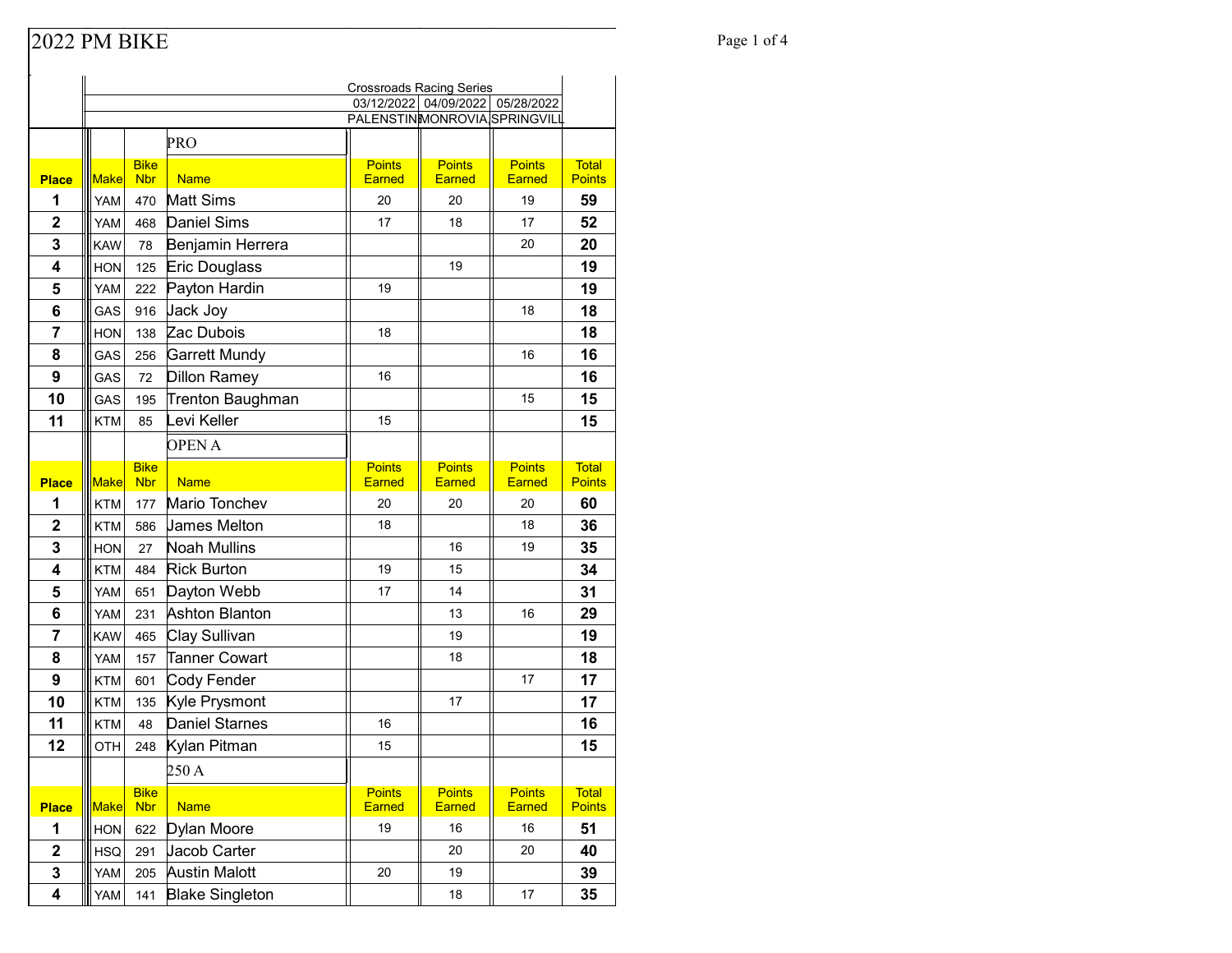# 2022 PM BIKE

Crossroads Racing Series

| | | | | 03/12/2022 PALENSTIN | 04/09/2022 MONROVIA | 05/28/2022 SPRINGVILL | |
|---|---|---|---|---|---|---|---|
| | | | **PRO** | | | | |
| **Place** | **Make** | **Bike Nbr** | **Name** | **Points Earned** | **Points Earned** | **Points Earned** | **Total Points** |
| **1** | YAM | 470 | Matt Sims | 20 | 20 | 19 | **59** |
| **2** | YAM | 468 | Daniel Sims | 17 | 18 | 17 | **52** |
| **3** | KAW | 78 | Benjamin Herrera | | | 20 | **20** |
| **4** | HON | 125 | Eric Douglass | | 19 | | **19** |
| **5** | YAM | 222 | Payton Hardin | 19 | | | **19** |
| **6** | GAS | 916 | Jack Joy | | | 18 | **18** |
| **7** | HON | 138 | Zac Dubois | 18 | | | **18** |
| **8** | GAS | 256 | Garrett Mundy | | | 16 | **16** |
| **9** | GAS | 72 | Dillon Ramey | 16 | | | **16** |
| **10** | GAS | 195 | Trenton Baughman | | | 15 | **15** |
| **11** | KTM | 85 | Levi Keller | 15 | | | **15** |
| | | | **OPEN A** | | | | |
| **Place** | **Make** | **Bike Nbr** | **Name** | **Points Earned** | **Points Earned** | **Points Earned** | **Total Points** |
| **1** | KTM | 177 | Mario Tonchev | 20 | 20 | 20 | **60** |
| **2** | KTM | 586 | James Melton | 18 | | 18 | **36** |
| **3** | HON | 27 | Noah Mullins | | 16 | 19 | **35** |
| **4** | KTM | 484 | Rick Burton | 19 | 15 | | **34** |
| **5** | YAM | 651 | Dayton Webb | 17 | 14 | | **31** |
| **6** | YAM | 231 | Ashton Blanton | | 13 | 16 | **29** |
| **7** | KAW | 465 | Clay Sullivan | | 19 | | **19** |
| **8** | YAM | 157 | Tanner Cowart | | 18 | | **18** |
| **9** | KTM | 601 | Cody Fender | | | 17 | **17** |
| **10** | KTM | 135 | Kyle Prysmont | | 17 | | **17** |
| **11** | KTM | 48 | Daniel Starnes | 16 | | | **16** |
| **12** | OTH | 248 | Kylan Pitman | 15 | | | **15** |
| | | | **250 A** | | | | |
| **Place** | **Make** | **Bike Nbr** | **Name** | **Points Earned** | **Points Earned** | **Points Earned** | **Total Points** |
| **1** | HON | 622 | Dylan Moore | 19 | 16 | 16 | **51** |
| **2** | HSQ | 291 | Jacob Carter | | 20 | 20 | **40** |
| **3** | YAM | 205 | Austin Malott | 20 | 19 | | **39** |
| **4** | YAM | 141 | Blake Singleton | | 18 | 17 | **35** |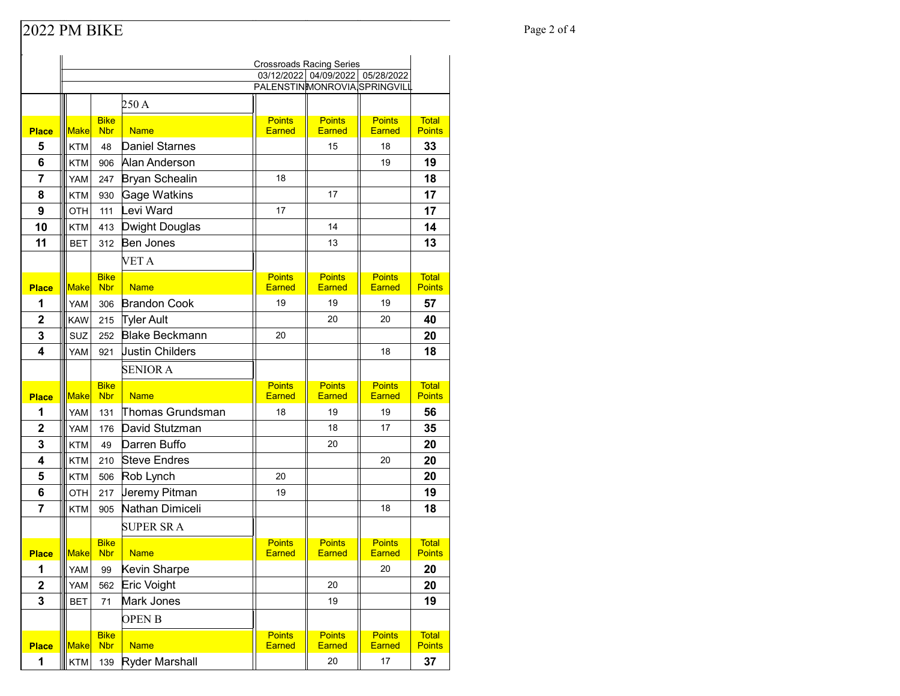# 2022 PM BIKE

| | | | | Crossroads Racing Series | | | |
|---|---|---|---|---|---|---|---|
| | | | | 03/12/2022 | 04/09/2022 | 05/28/2022 | |
| | | | | PALENSTIN | MONROVIA | SPRINGVILL | |
| | | | **250 A** | | | | |
| **Place** | **Make** | **Bike Nbr** | **Name** | **Points Earned** | **Points Earned** | **Points Earned** | **Total Points** |
| **5** | KTM | 48 | Daniel Starnes | | 15 | 18 | **33** |
| **6** | KTM | 906 | Alan Anderson | | | 19 | **19** |
| **7** | YAM | 247 | Bryan Schealin | 18 | | | **18** |
| **8** | KTM | 930 | Gage Watkins | | 17 | | **17** |
| **9** | OTH | 111 | Levi Ward | 17 | | | **17** |
| **10** | KTM | 413 | Dwight Douglas | | 14 | | **14** |
| **11** | BET | 312 | Ben Jones | | 13 | | **13** |
| | | | **VET A** | | | | |
| **Place** | **Make** | **Bike Nbr** | **Name** | **Points Earned** | **Points Earned** | **Points Earned** | **Total Points** |
| **1** | YAM | 306 | Brandon Cook | 19 | 19 | 19 | **57** |
| **2** | KAW | 215 | Tyler Ault | | 20 | 20 | **40** |
| **3** | SUZ | 252 | Blake Beckmann | 20 | | | **20** |
| **4** | YAM | 921 | Justin Childers | | | 18 | **18** |
| | | | **SENIOR A** | | | | |
| **Place** | **Make** | **Bike Nbr** | **Name** | **Points Earned** | **Points Earned** | **Points Earned** | **Total Points** |
| **1** | YAM | 131 | Thomas Grundsman | 18 | 19 | 19 | **56** |
| **2** | YAM | 176 | David Stutzman | | 18 | 17 | **35** |
| **3** | KTM | 49 | Darren Buffo | | 20 | | **20** |
| **4** | KTM | 210 | Steve Endres | | | 20 | **20** |
| **5** | KTM | 506 | Rob Lynch | 20 | | | **20** |
| **6** | OTH | 217 | Jeremy Pitman | 19 | | | **19** |
| **7** | KTM | 905 | Nathan Dimiceli | | | 18 | **18** |
| | | | **SUPER SR A** | | | | |
| **Place** | **Make** | **Bike Nbr** | **Name** | **Points Earned** | **Points Earned** | **Points Earned** | **Total Points** |
| **1** | YAM | 99 | Kevin Sharpe | | | 20 | **20** |
| **2** | YAM | 562 | Eric Voight | | 20 | | **20** |
| **3** | BET | 71 | Mark Jones | | 19 | | **19** |
| | | | **OPEN B** | | | | |
| **Place** | **Make** | **Bike Nbr** | **Name** | **Points Earned** | **Points Earned** | **Points Earned** | **Total Points** |
| **1** | KTM | 139 | Ryder Marshall | | 20 | 17 | **37** |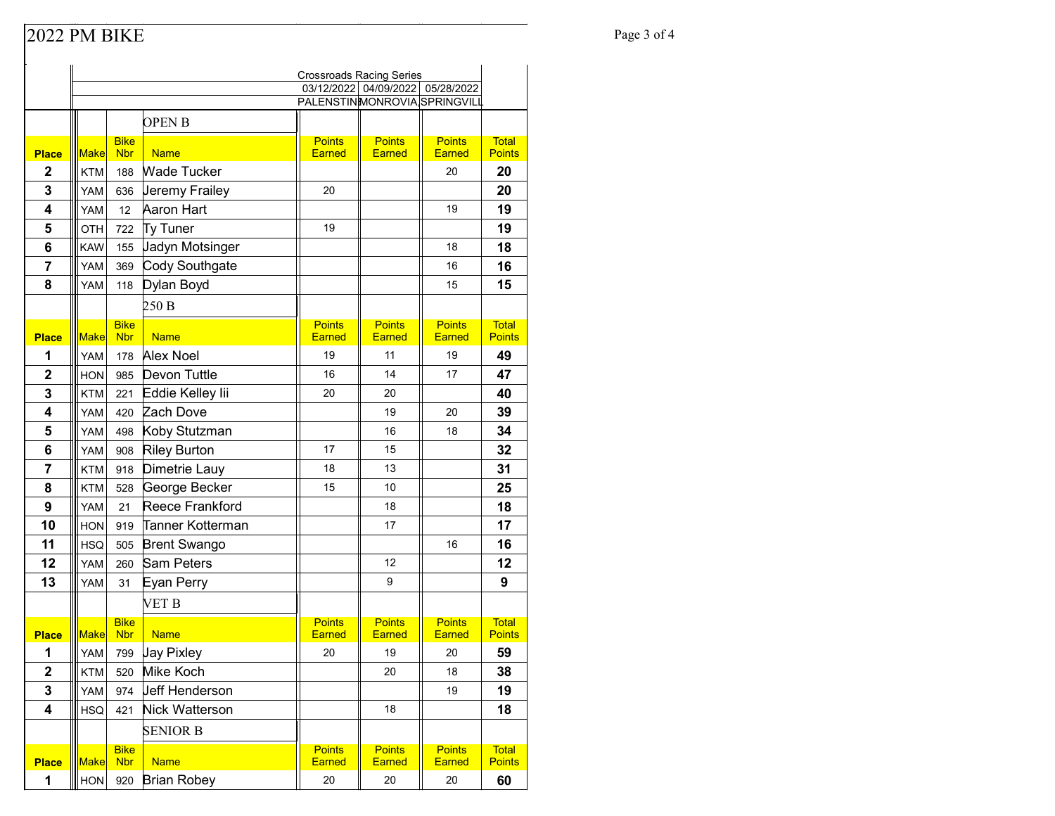# 2022 PM BIKE

Crossroads Racing Series

| | | | | 03/12/2022 PALENSTIN | 04/09/2022 MONROVIA | 05/28/2022 SPRINGVILL | |
|---|---|---|---|---|---|---|---|
| | | | **OPEN B** | | | | |
| **Place** | Make | Bike Nbr | Name | Points Earned | Points Earned | Points Earned | Total Points |
| **2** | KTM | 188 | Wade Tucker | | | 20 | **20** |
| **3** | YAM | 636 | Jeremy Frailey | 20 | | | **20** |
| **4** | YAM | 12 | Aaron Hart | | | 19 | **19** |
| **5** | OTH | 722 | Ty Tuner | 19 | | | **19** |
| **6** | KAW | 155 | Jadyn Motsinger | | | 18 | **18** |
| **7** | YAM | 369 | Cody Southgate | | | 16 | **16** |
| **8** | YAM | 118 | Dylan Boyd | | | 15 | **15** |
| | | | **250 B** | | | | |
| **Place** | Make | Bike Nbr | Name | Points Earned | Points Earned | Points Earned | Total Points |
| **1** | YAM | 178 | Alex Noel | 19 | 11 | 19 | **49** |
| **2** | HON | 985 | Devon Tuttle | 16 | 14 | 17 | **47** |
| **3** | KTM | 221 | Eddie Kelley Iii | 20 | 20 | | **40** |
| **4** | YAM | 420 | Zach Dove | | 19 | 20 | **39** |
| **5** | YAM | 498 | Koby Stutzman | | 16 | 18 | **34** |
| **6** | YAM | 908 | Riley Burton | 17 | 15 | | **32** |
| **7** | KTM | 918 | Dimetrie Lauy | 18 | 13 | | **31** |
| **8** | KTM | 528 | George Becker | 15 | 10 | | **25** |
| **9** | YAM | 21 | Reece Frankford | | 18 | | **18** |
| **10** | HON | 919 | Tanner Kotterman | | 17 | | **17** |
| **11** | HSQ | 505 | Brent Swango | | | 16 | **16** |
| **12** | YAM | 260 | Sam Peters | | 12 | | **12** |
| **13** | YAM | 31 | Eyan Perry | | 9 | | **9** |
| | | | **VET B** | | | | |
| **Place** | Make | Bike Nbr | Name | Points Earned | Points Earned | Points Earned | Total Points |
| **1** | YAM | 799 | Jay Pixley | 20 | 19 | 20 | **59** |
| **2** | KTM | 520 | Mike Koch | | 20 | 18 | **38** |
| **3** | YAM | 974 | Jeff Henderson | | | 19 | **19** |
| **4** | HSQ | 421 | Nick Watterson | | 18 | | **18** |
| | | | **SENIOR B** | | | | |
| **Place** | Make | Bike Nbr | Name | Points Earned | Points Earned | Points Earned | Total Points |
| **1** | HON | 920 | Brian Robey | 20 | 20 | 20 | **60** |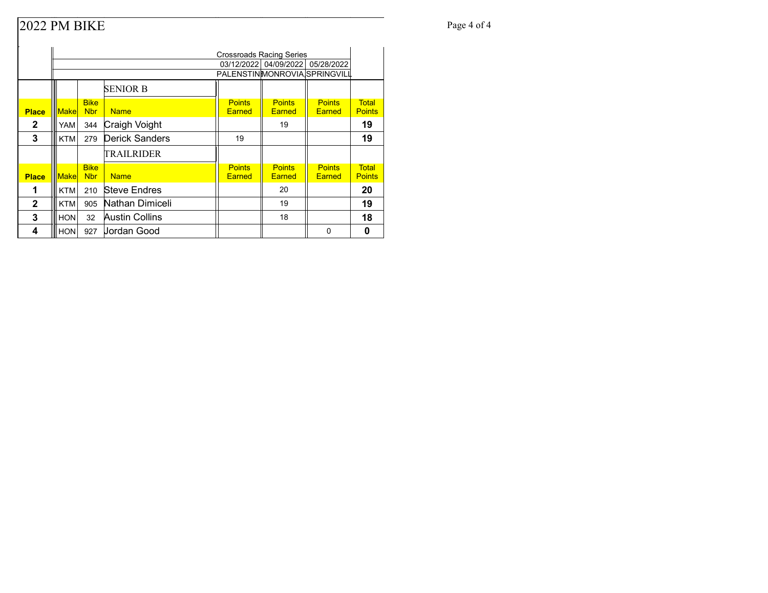# 2022 PM BIKE

| | | | | Crossroads Racing Series | | | |
|---|---|---|---|---|---|---|---|
| | | | | 03/12/2022 | 04/09/2022 | 05/28/2022 | |
| | | | | PALENSTIN | MONROVIA | SPRINGVILL | |
| | | | SENIOR B | | | | |
| Place | Make | Bike Nbr | Name | Points Earned | Points Earned | Points Earned | Total Points |
| **2** | YAM | 344 | Craigh Voight | | 19 | | **19** |
| **3** | KTM | 279 | Derick Sanders | 19 | | | **19** |
| | | | TRAILRIDER | | | | |
| Place | Make | Bike Nbr | Name | Points Earned | Points Earned | Points Earned | Total Points |
| **1** | KTM | 210 | Steve Endres | | 20 | | **20** |
| **2** | KTM | 905 | Nathan Dimiceli | | 19 | | **19** |
| **3** | HON | 32 | Austin Collins | | 18 | | **18** |
| **4** | HON | 927 | Jordan Good | | | 0 | **0** |